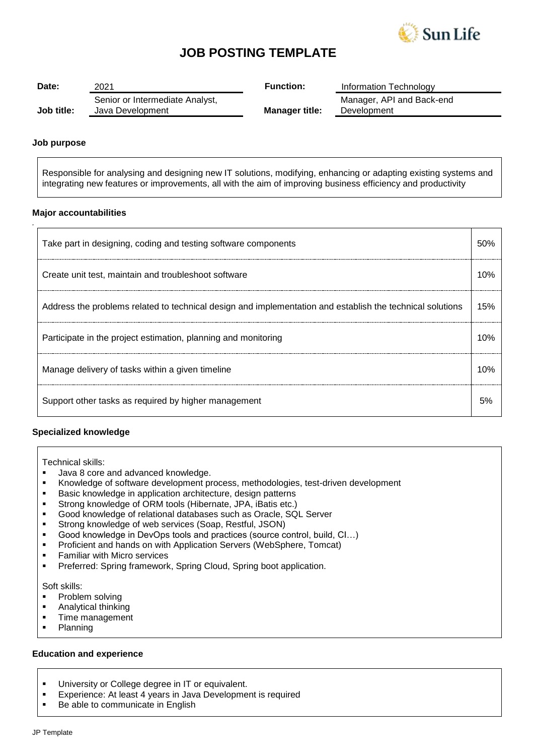# JOB POSTING TEMPLATE

| | | | |
|---|---|---|---|
| **Date:** | 2021 | **Function:** | Information Technology |
| **Job title:** | Senior or Intermediate Analyst, Java Development | **Manager title:** | Manager, API and Back-end Development |

**Job purpose**

Responsible for analysing and designing new IT solutions, modifying, enhancing or adapting existing systems and integrating new features or improvements, all with the aim of improving business efficiency and productivity

**Major accountabilities**

| | |
|---|---|
| Take part in designing, coding and testing software components | 50% |
| Create unit test, maintain and troubleshoot software | 10% |
| Address the problems related to technical design and implementation and establish the technical solutions | 15% |
| Participate in the project estimation, planning and monitoring | 10% |
| Manage delivery of tasks within a given timeline | 10% |
| Support other tasks as required by higher management | 5% |

**Specialized knowledge**

Technical skills:
- Java 8 core and advanced knowledge.
- Knowledge of software development process, methodologies, test-driven development
- Basic knowledge in application architecture, design patterns
- Strong knowledge of ORM tools (Hibernate, JPA, iBatis etc.)
- Good knowledge of relational databases such as Oracle, SQL Server
- Strong knowledge of web services (Soap, Restful, JSON)
- Good knowledge in DevOps tools and practices (source control, build, CI…)
- Proficient and hands on with Application Servers (WebSphere, Tomcat)
- Familiar with Micro services
- Preferred: Spring framework, Spring Cloud, Spring boot application.

Soft skills:
- Problem solving
- Analytical thinking
- Time management
- Planning

**Education and experience**

- University or College degree in IT or equivalent.
- Experience: At least 4 years in Java Development is required
- Be able to communicate in English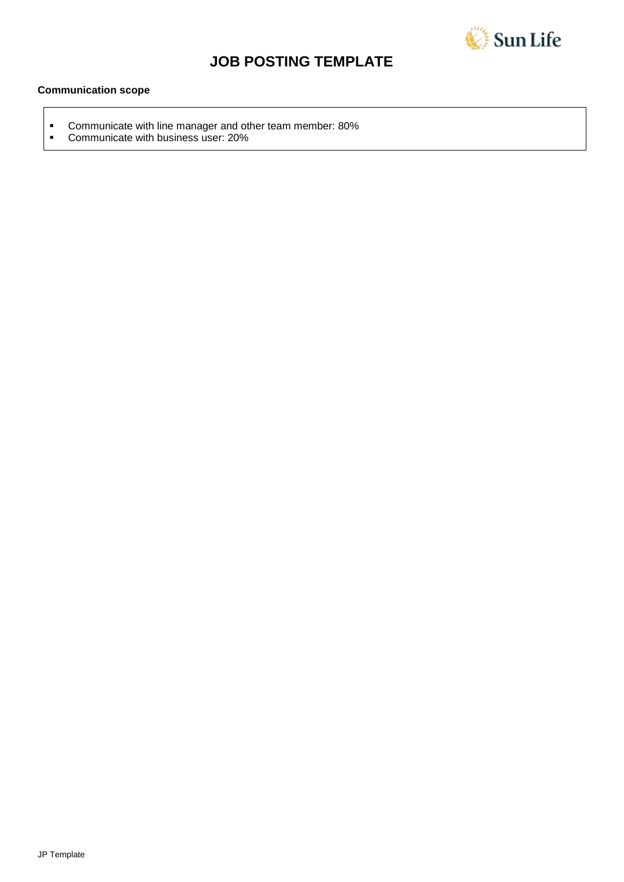# JOB POSTING TEMPLATE

**Communication scope**

- Communicate with line manager and other team member: 80%
- Communicate with business user: 20%